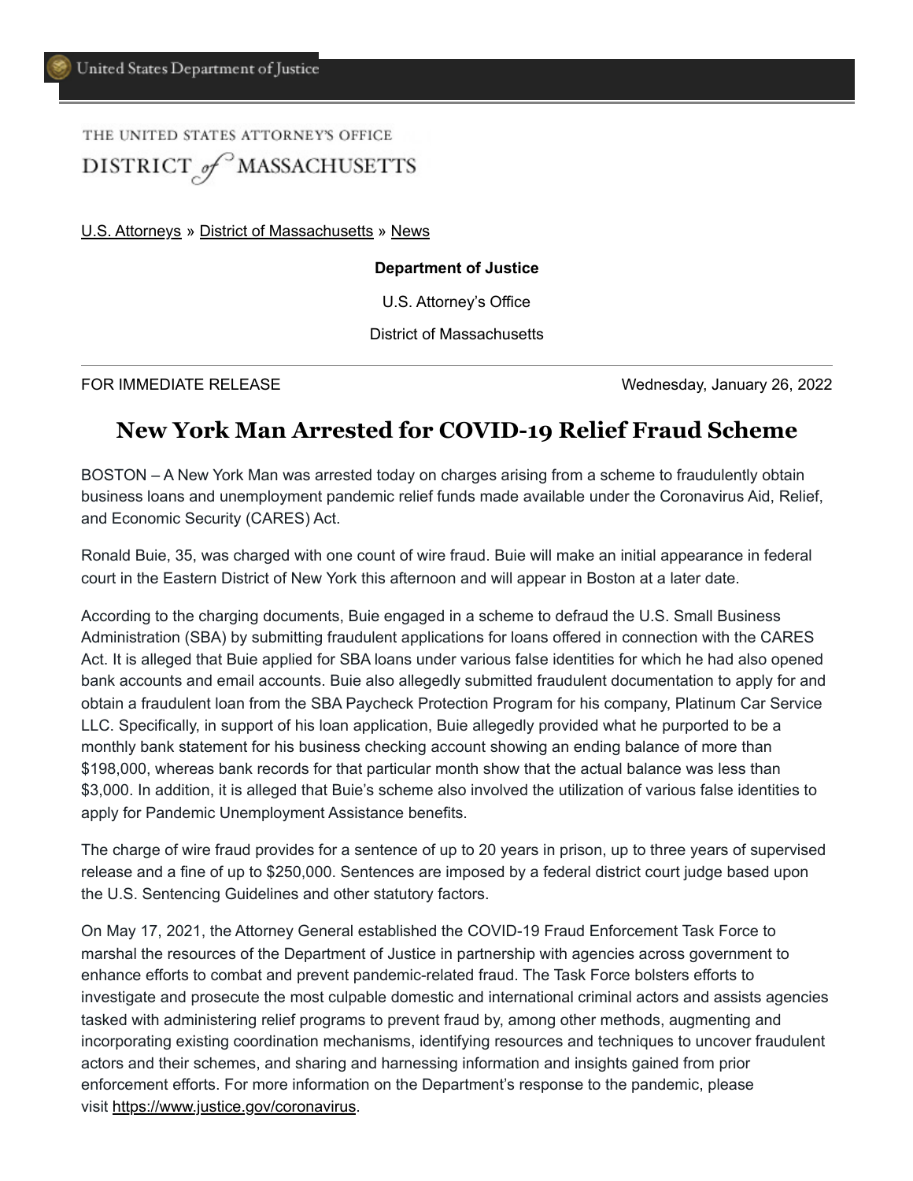United States Department of Justice

THE UNITED STATES ATTORNEY'S OFFICE

DISTRICT of MASSACHUSETTS

U.S. Attorneys » District of Massachusetts » News

**Department of Justice**

U.S. Attorney's Office

District of Massachusetts

FOR IMMEDIATE RELEASE — Wednesday, January 26, 2022

# New York Man Arrested for COVID-19 Relief Fraud Scheme

BOSTON – A New York Man was arrested today on charges arising from a scheme to fraudulently obtain business loans and unemployment pandemic relief funds made available under the Coronavirus Aid, Relief, and Economic Security (CARES) Act.

Ronald Buie, 35, was charged with one count of wire fraud. Buie will make an initial appearance in federal court in the Eastern District of New York this afternoon and will appear in Boston at a later date.

According to the charging documents, Buie engaged in a scheme to defraud the U.S. Small Business Administration (SBA) by submitting fraudulent applications for loans offered in connection with the CARES Act. It is alleged that Buie applied for SBA loans under various false identities for which he had also opened bank accounts and email accounts. Buie also allegedly submitted fraudulent documentation to apply for and obtain a fraudulent loan from the SBA Paycheck Protection Program for his company, Platinum Car Service LLC. Specifically, in support of his loan application, Buie allegedly provided what he purported to be a monthly bank statement for his business checking account showing an ending balance of more than $198,000, whereas bank records for that particular month show that the actual balance was less than $3,000. In addition, it is alleged that Buie's scheme also involved the utilization of various false identities to apply for Pandemic Unemployment Assistance benefits.

The charge of wire fraud provides for a sentence of up to 20 years in prison, up to three years of supervised release and a fine of up to $250,000. Sentences are imposed by a federal district court judge based upon the U.S. Sentencing Guidelines and other statutory factors.

On May 17, 2021, the Attorney General established the COVID-19 Fraud Enforcement Task Force to marshal the resources of the Department of Justice in partnership with agencies across government to enhance efforts to combat and prevent pandemic-related fraud. The Task Force bolsters efforts to investigate and prosecute the most culpable domestic and international criminal actors and assists agencies tasked with administering relief programs to prevent fraud by, among other methods, augmenting and incorporating existing coordination mechanisms, identifying resources and techniques to uncover fraudulent actors and their schemes, and sharing and harnessing information and insights gained from prior enforcement efforts. For more information on the Department's response to the pandemic, please visit https://www.justice.gov/coronavirus.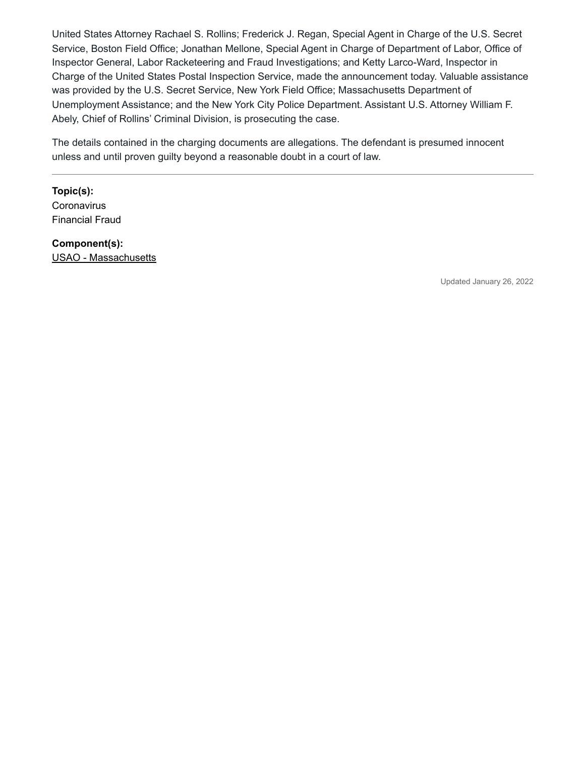United States Attorney Rachael S. Rollins; Frederick J. Regan, Special Agent in Charge of the U.S. Secret Service, Boston Field Office; Jonathan Mellone, Special Agent in Charge of Department of Labor, Office of Inspector General, Labor Racketeering and Fraud Investigations; and Ketty Larco-Ward, Inspector in Charge of the United States Postal Inspection Service, made the announcement today. Valuable assistance was provided by the U.S. Secret Service, New York Field Office; Massachusetts Department of Unemployment Assistance; and the New York City Police Department. Assistant U.S. Attorney William F. Abely, Chief of Rollins' Criminal Division, is prosecuting the case.

The details contained in the charging documents are allegations. The defendant is presumed innocent unless and until proven guilty beyond a reasonable doubt in a court of law.

---

**Topic(s):**
Coronavirus
Financial Fraud

**Component(s):**
USAO - Massachusetts

Updated January 26, 2022